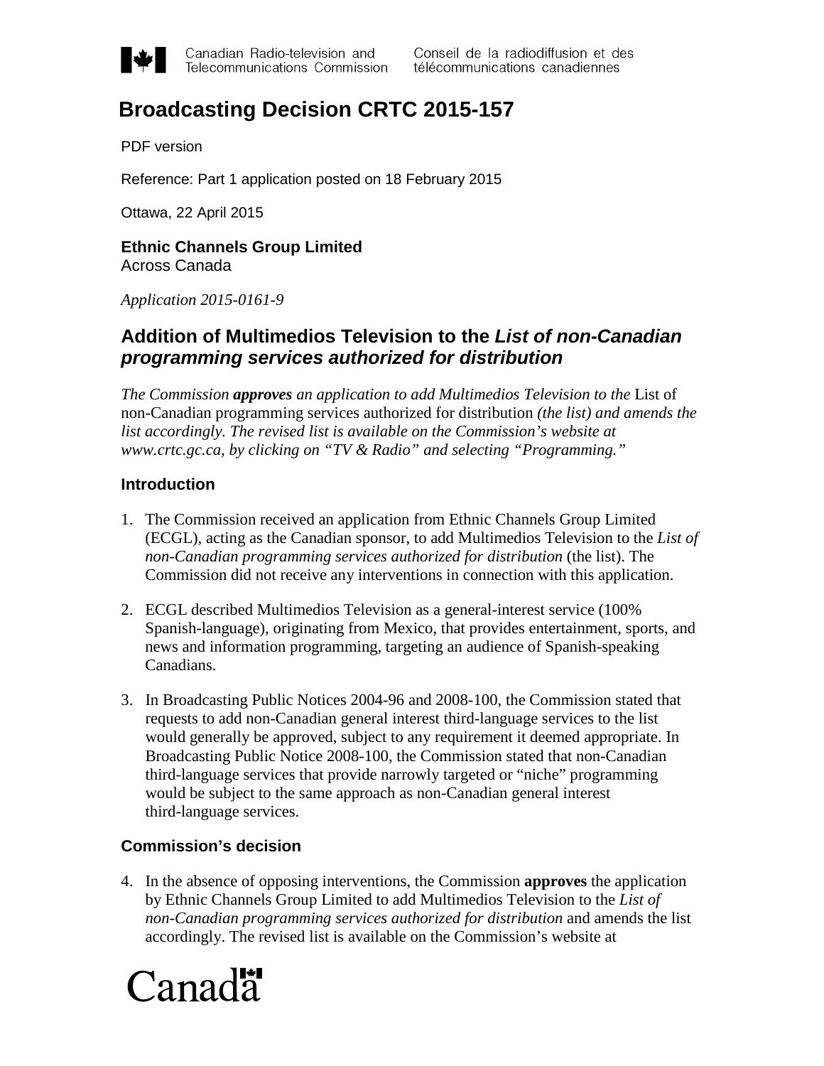Canadian Radio-television and Telecommunications Commission

Conseil de la radiodiffusion et des télécommunications canadiennes

# Broadcasting Decision CRTC 2015-157

PDF version

Reference: Part 1 application posted on 18 February 2015

Ottawa, 22 April 2015

**Ethnic Channels Group Limited**
Across Canada

*Application 2015-0161-9*

## Addition of Multimedios Television to the *List of non-Canadian programming services authorized for distribution*

*The Commission **approves** an application to add Multimedios Television to the* List of non-Canadian programming services authorized for distribution *(the list) and amends the list accordingly. The revised list is available on the Commission's website at www.crtc.gc.ca, by clicking on "TV & Radio" and selecting "Programming."*

### Introduction

1. The Commission received an application from Ethnic Channels Group Limited (ECGL), acting as the Canadian sponsor, to add Multimedios Television to the *List of non-Canadian programming services authorized for distribution* (the list). The Commission did not receive any interventions in connection with this application.

2. ECGL described Multimedios Television as a general-interest service (100% Spanish-language), originating from Mexico, that provides entertainment, sports, and news and information programming, targeting an audience of Spanish-speaking Canadians.

3. In Broadcasting Public Notices 2004-96 and 2008-100, the Commission stated that requests to add non-Canadian general interest third-language services to the list would generally be approved, subject to any requirement it deemed appropriate. In Broadcasting Public Notice 2008-100, the Commission stated that non-Canadian third-language services that provide narrowly targeted or "niche" programming would be subject to the same approach as non-Canadian general interest third-language services.

### Commission's decision

4. In the absence of opposing interventions, the Commission **approves** the application by Ethnic Channels Group Limited to add Multimedios Television to the *List of non-Canadian programming services authorized for distribution* and amends the list accordingly. The revised list is available on the Commission's website at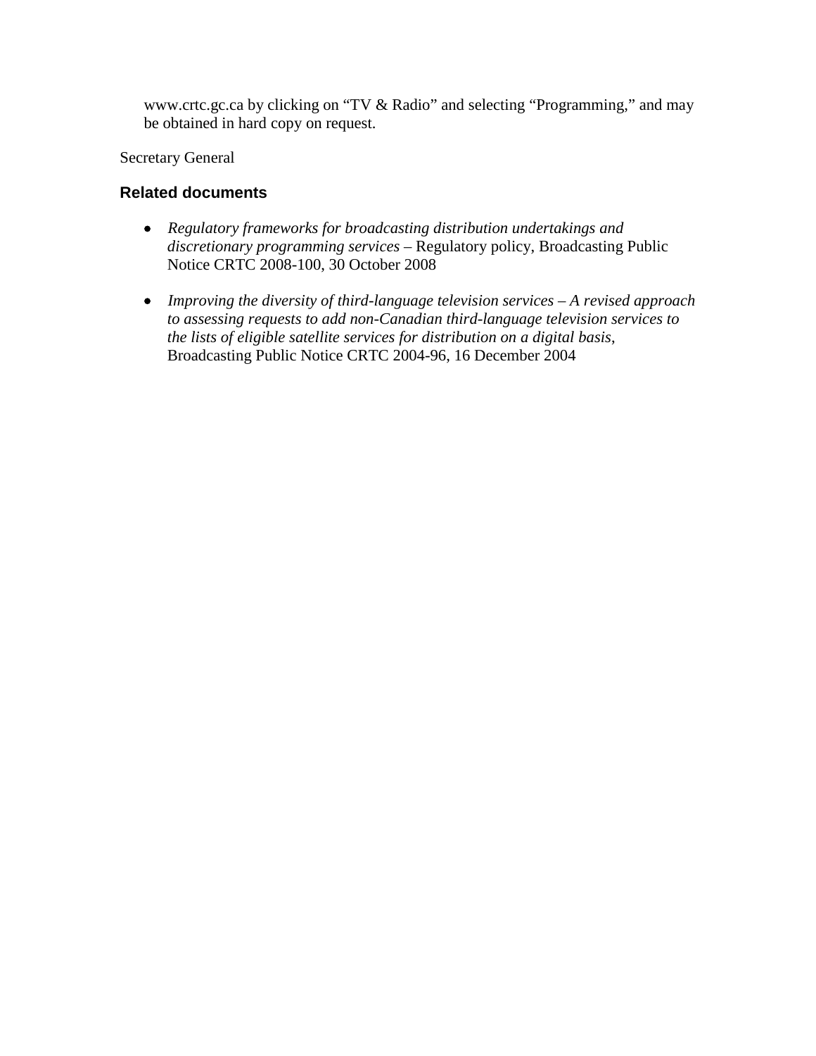www.crtc.gc.ca by clicking on "TV & Radio" and selecting "Programming," and may be obtained in hard copy on request.

Secretary General

## Related documents

- *Regulatory frameworks for broadcasting distribution undertakings and discretionary programming services* – Regulatory policy, Broadcasting Public Notice CRTC 2008-100, 30 October 2008

- *Improving the diversity of third-language television services – A revised approach to assessing requests to add non-Canadian third-language television services to the lists of eligible satellite services for distribution on a digital basis*, Broadcasting Public Notice CRTC 2004-96, 16 December 2004